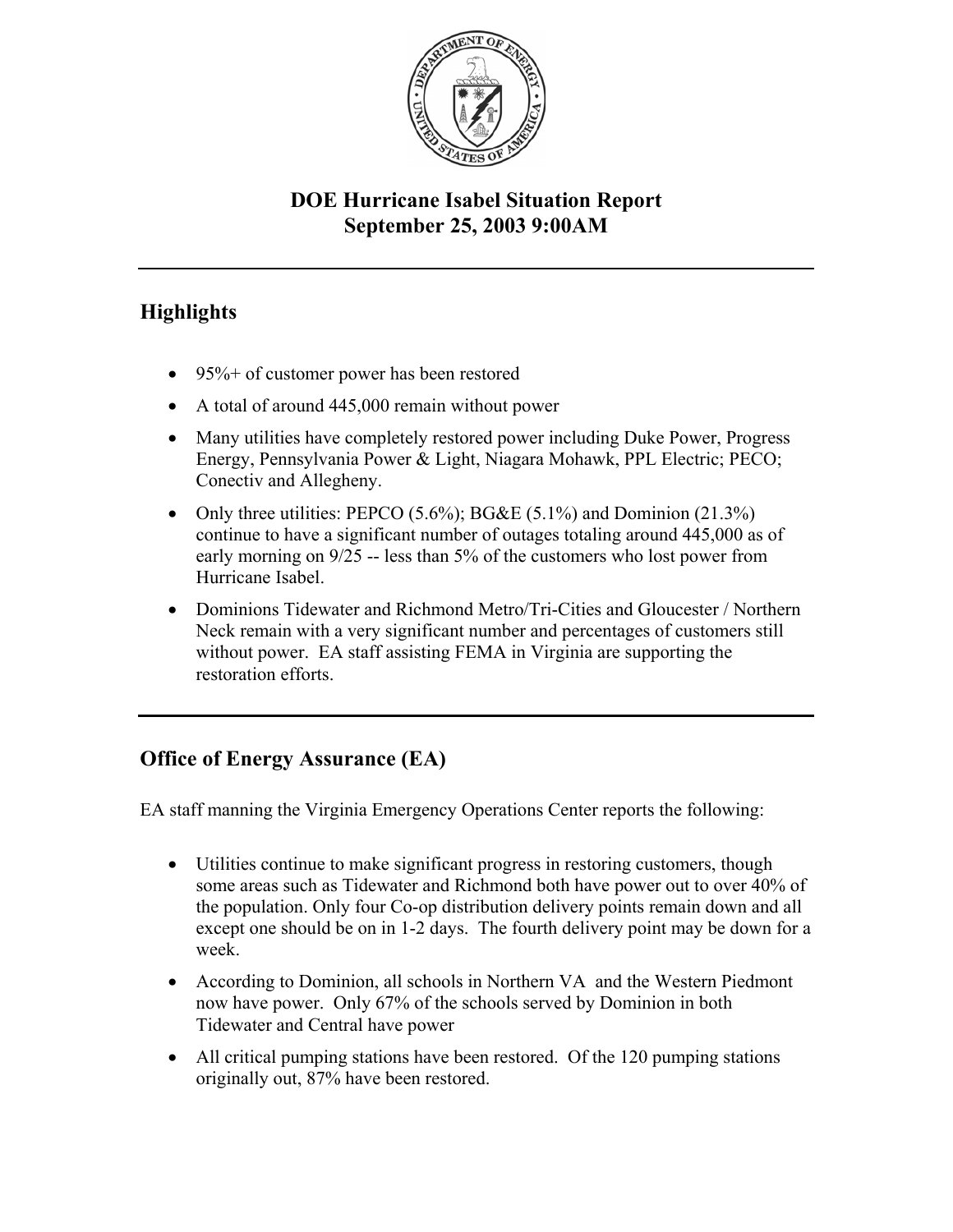# DOE Hurricane Isabel Situation Report
# September 25, 2003 9:00AM

---

## Highlights

- 95%+ of customer power has been restored
- A total of around 445,000 remain without power
- Many utilities have completely restored power including Duke Power, Progress Energy, Pennsylvania Power & Light, Niagara Mohawk, PPL Electric; PECO; Conectiv and Allegheny.
- Only three utilities: PEPCO (5.6%); BG&E (5.1%) and Dominion (21.3%) continue to have a significant number of outages totaling around 445,000 as of early morning on 9/25 -- less than 5% of the customers who lost power from Hurricane Isabel.
- Dominions Tidewater and Richmond Metro/Tri-Cities and Gloucester / Northern Neck remain with a very significant number and percentages of customers still without power. EA staff assisting FEMA in Virginia are supporting the restoration efforts.

---

## Office of Energy Assurance (EA)

EA staff manning the Virginia Emergency Operations Center reports the following:

- Utilities continue to make significant progress in restoring customers, though some areas such as Tidewater and Richmond both have power out to over 40% of the population. Only four Co-op distribution delivery points remain down and all except one should be on in 1-2 days. The fourth delivery point may be down for a week.
- According to Dominion, all schools in Northern VA and the Western Piedmont now have power. Only 67% of the schools served by Dominion in both Tidewater and Central have power
- All critical pumping stations have been restored. Of the 120 pumping stations originally out, 87% have been restored.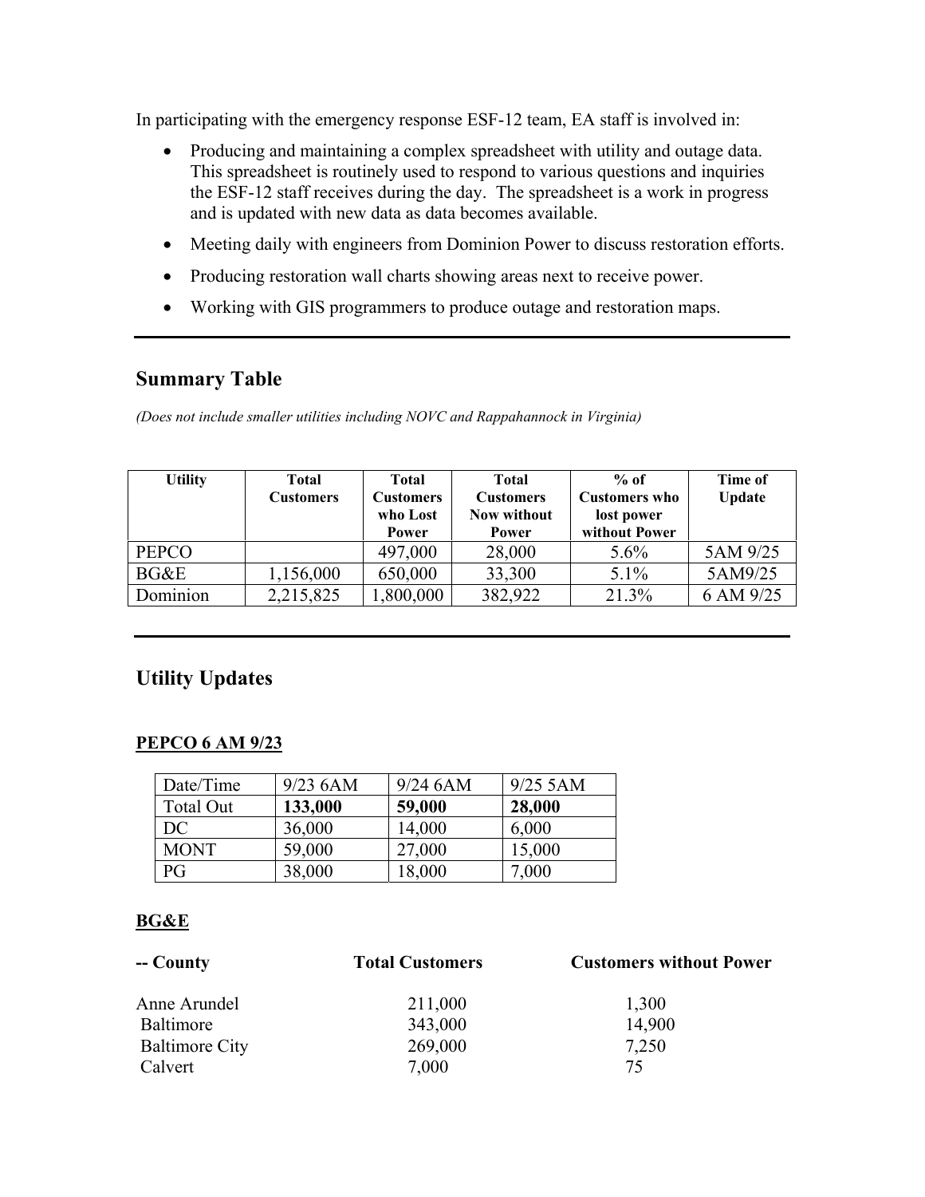In participating with the emergency response ESF-12 team, EA staff is involved in:

- Producing and maintaining a complex spreadsheet with utility and outage data. This spreadsheet is routinely used to respond to various questions and inquiries the ESF-12 staff receives during the day. The spreadsheet is a work in progress and is updated with new data as data becomes available.
- Meeting daily with engineers from Dominion Power to discuss restoration efforts.
- Producing restoration wall charts showing areas next to receive power.
- Working with GIS programmers to produce outage and restoration maps.

---

## Summary Table

*(Does not include smaller utilities including NOVC and Rappahannock in Virginia)*

| Utility | Total Customers | Total Customers who Lost Power | Total Customers Now without Power | % of Customers who lost power without Power | Time of Update |
|---|---|---|---|---|---|
| PEPCO | | 497,000 | 28,000 | 5.6% | 5AM 9/25 |
| BG&E | 1,156,000 | 650,000 | 33,300 | 5.1% | 5AM9/25 |
| Dominion | 2,215,825 | 1,800,000 | 382,922 | 21.3% | 6 AM 9/25 |

---

## Utility Updates

### PEPCO 6 AM 9/23

| Date/Time | 9/23 6AM | 9/24 6AM | 9/25 5AM |
|---|---|---|---|
| Total Out | **133,000** | **59,000** | **28,000** |
| DC | 36,000 | 14,000 | 6,000 |
| MONT | 59,000 | 27,000 | 15,000 |
| PG | 38,000 | 18,000 | 7,000 |

### BG&E

| -- County | Total Customers | Customers without Power |
|---|---|---|
| Anne Arundel | 211,000 | 1,300 |
| Baltimore | 343,000 | 14,900 |
| Baltimore City | 269,000 | 7,250 |
| Calvert | 7,000 | 75 |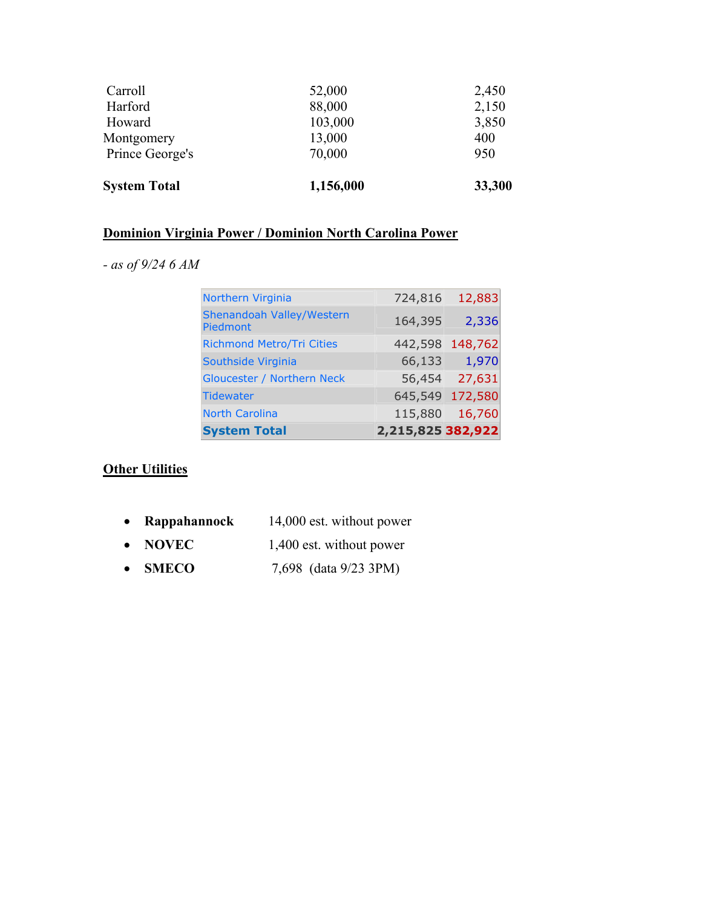| | | |
|---|---|---|
| Carroll | 52,000 | 2,450 |
| Harford | 88,000 | 2,150 |
| Howard | 103,000 | 3,850 |
| Montgomery | 13,000 | 400 |
| Prince George's | 70,000 | 950 |
| **System Total** | **1,156,000** | **33,300** |

## Dominion Virginia Power / Dominion North Carolina Power

*- as of 9/24 6 AM*

| | | |
|---|---|---|
| Northern Virginia | 724,816 | 12,883 |
| Shenandoah Valley/Western Piedmont | 164,395 | 2,336 |
| Richmond Metro/Tri Cities | 442,598 | 148,762 |
| Southside Virginia | 66,133 | 1,970 |
| Gloucester / Northern Neck | 56,454 | 27,631 |
| Tidewater | 645,549 | 172,580 |
| North Carolina | 115,880 | 16,760 |
| **System Total** | **2,215,825** | **382,922** |

## Other Utilities

- **Rappahannock** 14,000 est. without power
- **NOVEC** 1,400 est. without power
- **SMECO** 7,698 (data 9/23 3PM)